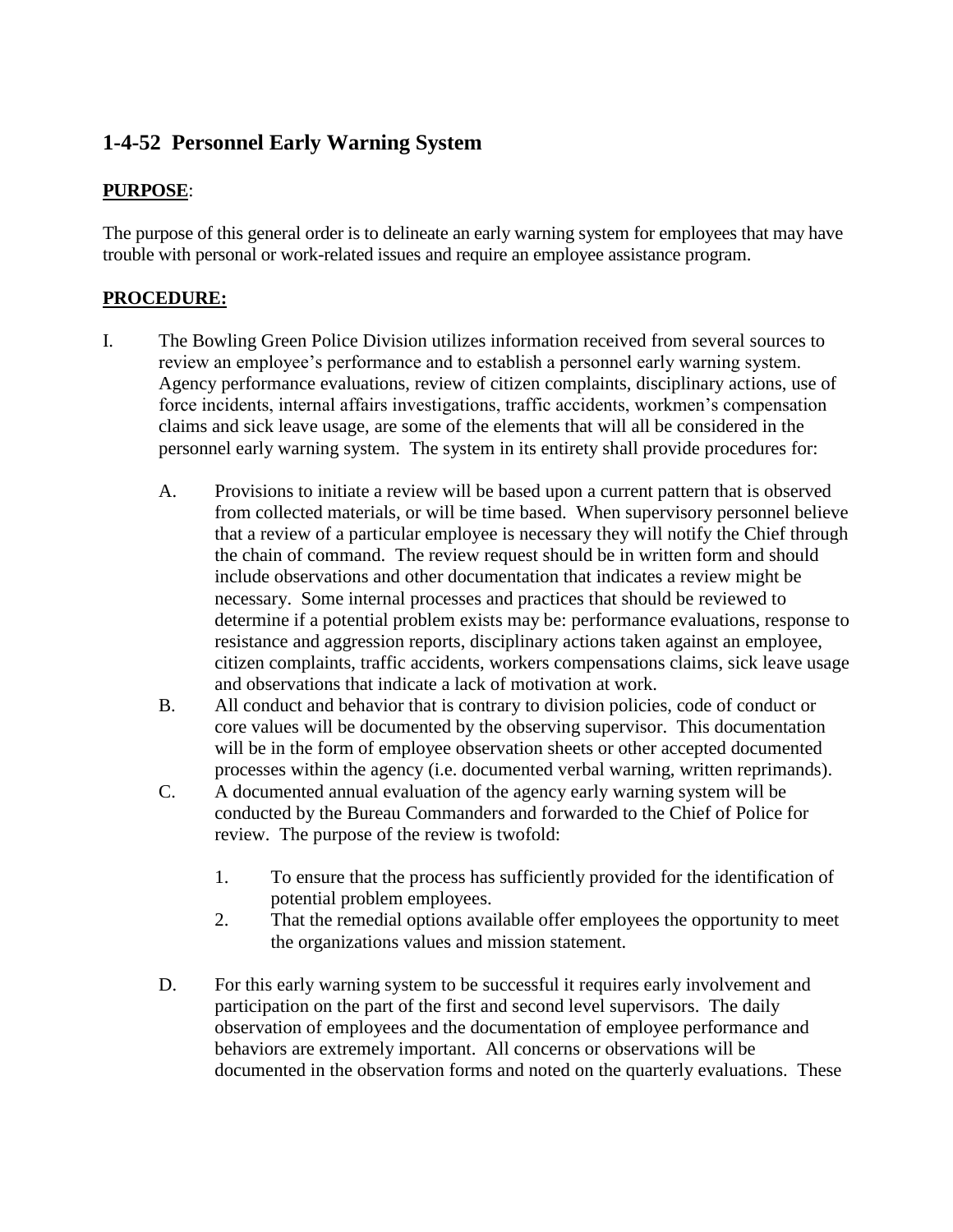## 1-4-52 Personnel Early Warning System

**PURPOSE**:

The purpose of this general order is to delineate an early warning system for employees that may have trouble with personal or work-related issues and require an employee assistance program.

**PROCEDURE:**

I. The Bowling Green Police Division utilizes information received from several sources to review an employee's performance and to establish a personnel early warning system. Agency performance evaluations, review of citizen complaints, disciplinary actions, use of force incidents, internal affairs investigations, traffic accidents, workmen's compensation claims and sick leave usage, are some of the elements that will all be considered in the personnel early warning system. The system in its entirety shall provide procedures for:

   A. Provisions to initiate a review will be based upon a current pattern that is observed from collected materials, or will be time based. When supervisory personnel believe that a review of a particular employee is necessary they will notify the Chief through the chain of command. The review request should be in written form and should include observations and other documentation that indicates a review might be necessary. Some internal processes and practices that should be reviewed to determine if a potential problem exists may be: performance evaluations, response to resistance and aggression reports, disciplinary actions taken against an employee, citizen complaints, traffic accidents, workers compensations claims, sick leave usage and observations that indicate a lack of motivation at work.

   B. All conduct and behavior that is contrary to division policies, code of conduct or core values will be documented by the observing supervisor. This documentation will be in the form of employee observation sheets or other accepted documented processes within the agency (i.e. documented verbal warning, written reprimands).

   C. A documented annual evaluation of the agency early warning system will be conducted by the Bureau Commanders and forwarded to the Chief of Police for review. The purpose of the review is twofold:

      1. To ensure that the process has sufficiently provided for the identification of potential problem employees.
      2. That the remedial options available offer employees the opportunity to meet the organizations values and mission statement.

   D. For this early warning system to be successful it requires early involvement and participation on the part of the first and second level supervisors. The daily observation of employees and the documentation of employee performance and behaviors are extremely important. All concerns or observations will be documented in the observation forms and noted on the quarterly evaluations. These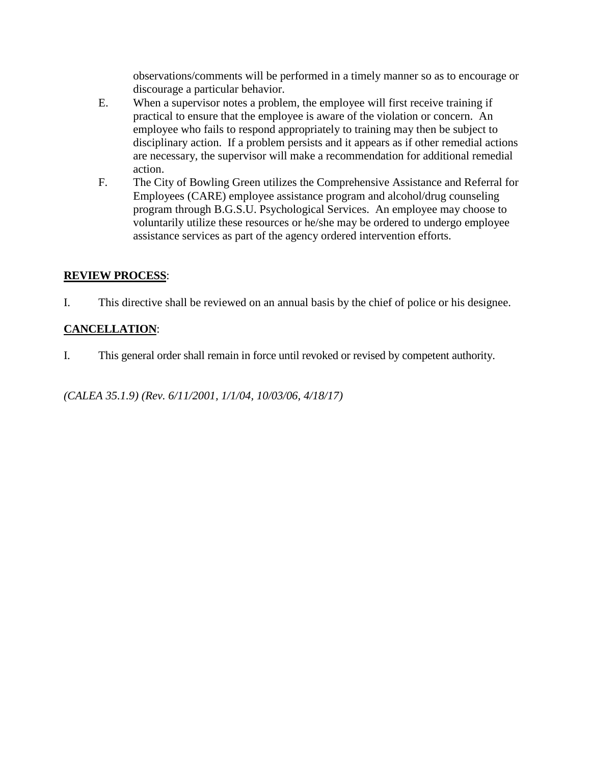observations/comments will be performed in a timely manner so as to encourage or discourage a particular behavior.

E. When a supervisor notes a problem, the employee will first receive training if practical to ensure that the employee is aware of the violation or concern. An employee who fails to respond appropriately to training may then be subject to disciplinary action. If a problem persists and it appears as if other remedial actions are necessary, the supervisor will make a recommendation for additional remedial action.

F. The City of Bowling Green utilizes the Comprehensive Assistance and Referral for Employees (CARE) employee assistance program and alcohol/drug counseling program through B.G.S.U. Psychological Services. An employee may choose to voluntarily utilize these resources or he/she may be ordered to undergo employee assistance services as part of the agency ordered intervention efforts.

**REVIEW PROCESS**:

I. This directive shall be reviewed on an annual basis by the chief of police or his designee.

**CANCELLATION**:

I. This general order shall remain in force until revoked or revised by competent authority.

*(CALEA 35.1.9) (Rev. 6/11/2001, 1/1/04, 10/03/06, 4/18/17)*